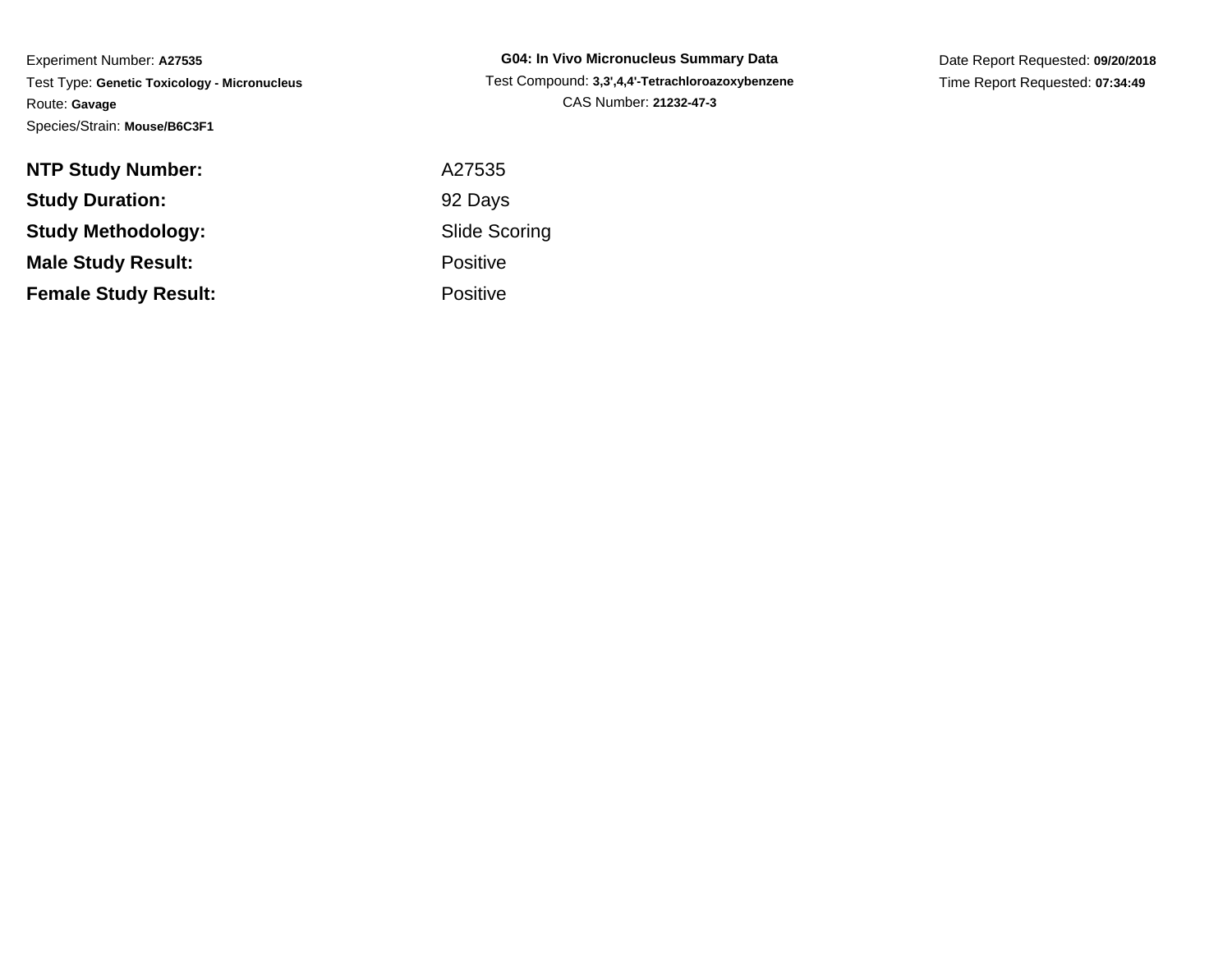Experiment Number: **A27535**
Test Type: **Genetic Toxicology - Micronucleus**
Route: **Gavage**
Species/Strain: **Mouse/B6C3F1**

**G04: In Vivo Micronucleus Summary Data**
Test Compound: **3,3',4,4'-Tetrachloroazoxybenzene**
CAS Number: **21232-47-3**

Date Report Requested: **09/20/2018**
Time Report Requested: **07:34:49**

| | |
|---|---|
| **NTP Study Number:** | A27535 |
| **Study Duration:** | 92 Days |
| **Study Methodology:** | Slide Scoring |
| **Male Study Result:** | Positive |
| **Female Study Result:** | Positive |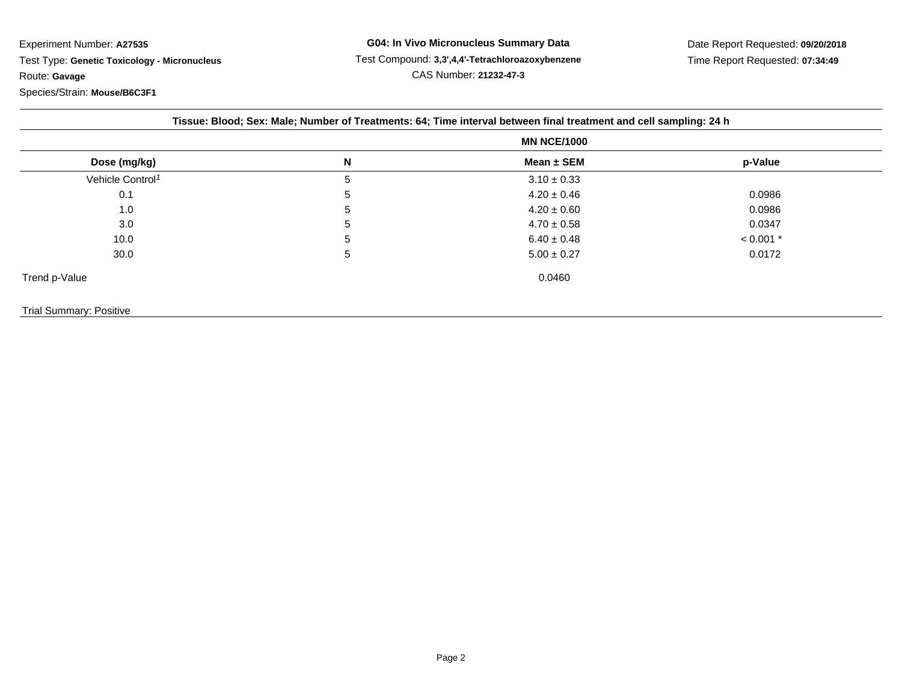Experiment Number: **A27535**

Test Type: **Genetic Toxicology - Micronucleus**

Route: **Gavage**

Species/Strain: **Mouse/B6C3F1**

**G04: In Vivo Micronucleus Summary Data**

Test Compound: **3,3',4,4'-Tetrachloroazoxybenzene**

CAS Number: **21232-47-3**

Date Report Requested: **09/20/2018**

Time Report Requested: **07:34:49**

**Tissue: Blood; Sex: Male; Number of Treatments: 64; Time interval between final treatment and cell sampling: 24 h**

| | | MN NCE/1000 | |
|---|---|---|---|
| **Dose (mg/kg)** | **N** | **Mean ± SEM** | **p-Value** |
| Vehicle Control[1] | 5 | 3.10 ± 0.33 | |
| 0.1 | 5 | 4.20 ± 0.46 | 0.0986 |
| 1.0 | 5 | 4.20 ± 0.60 | 0.0986 |
| 3.0 | 5 | 4.70 ± 0.58 | 0.0347 |
| 10.0 | 5 | 6.40 ± 0.48 | < 0.001 * |
| 30.0 | 5 | 5.00 ± 0.27 | 0.0172 |
| Trend p-Value | | 0.0460 | |

Trial Summary: Positive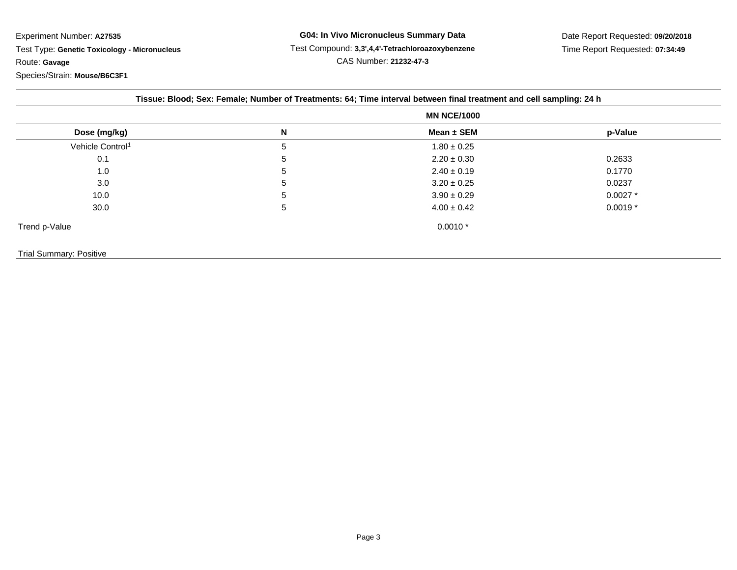Experiment Number: **A27535**

Test Type: **Genetic Toxicology - Micronucleus**

Route: **Gavage**

Species/Strain: **Mouse/B6C3F1**

**G04: In Vivo Micronucleus Summary Data**

Test Compound: **3,3',4,4'-Tetrachloroazoxybenzene**

CAS Number: **21232-47-3**

Date Report Requested: **09/20/2018**

Time Report Requested: **07:34:49**

**Tissue: Blood; Sex: Female; Number of Treatments: 64; Time interval between final treatment and cell sampling: 24 h**

| | | MN NCE/1000 | |
|---|---|---|---|
| **Dose (mg/kg)** | **N** | **Mean ± SEM** | **p-Value** |
| Vehicle Control[1] | 5 | 1.80 ± 0.25 | |
| 0.1 | 5 | 2.20 ± 0.30 | 0.2633 |
| 1.0 | 5 | 2.40 ± 0.19 | 0.1770 |
| 3.0 | 5 | 3.20 ± 0.25 | 0.0237 |
| 10.0 | 5 | 3.90 ± 0.29 | 0.0027 * |
| 30.0 | 5 | 4.00 ± 0.42 | 0.0019 * |
| Trend p-Value | | 0.0010 * | |

Trial Summary: Positive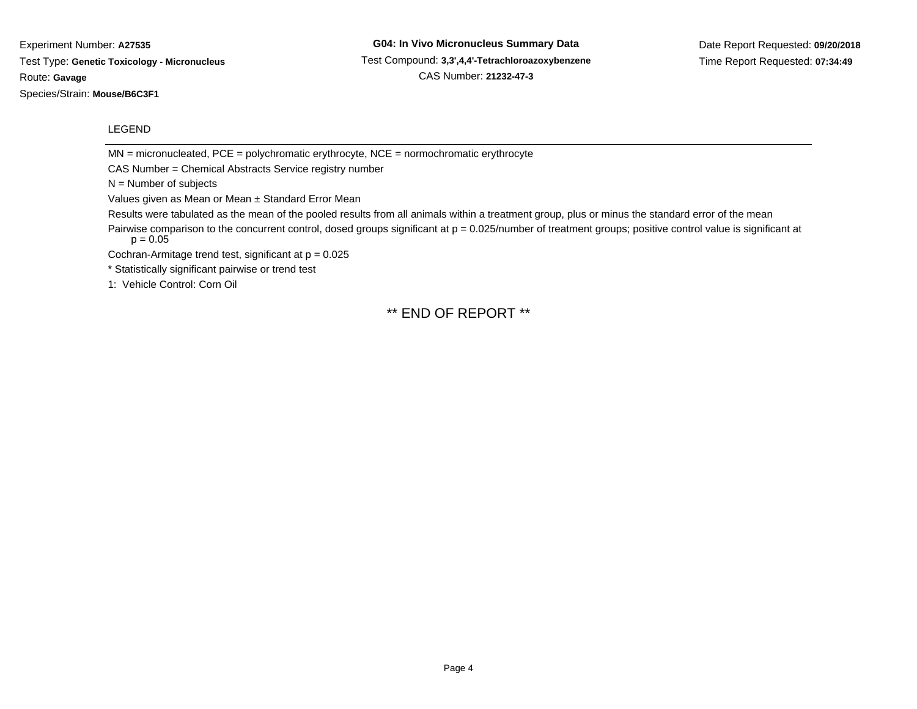Experiment Number: **A27535**

Test Type: **Genetic Toxicology - Micronucleus**

Route: **Gavage**

Species/Strain: **Mouse/B6C3F1**

**G04: In Vivo Micronucleus Summary Data**

Test Compound: **3,3',4,4'-Tetrachloroazoxybenzene**

CAS Number: **21232-47-3**

Date Report Requested: **09/20/2018**

Time Report Requested: **07:34:49**

LEGEND

MN = micronucleated, PCE = polychromatic erythrocyte, NCE = normochromatic erythrocyte

CAS Number = Chemical Abstracts Service registry number

N = Number of subjects

Values given as Mean or Mean ± Standard Error Mean

Results were tabulated as the mean of the pooled results from all animals within a treatment group, plus or minus the standard error of the mean

Pairwise comparison to the concurrent control, dosed groups significant at $p = 0.025$/number of treatment groups; positive control value is significant at $p = 0.05$

Cochran-Armitage trend test, significant at $p = 0.025$

* Statistically significant pairwise or trend test

1: Vehicle Control: Corn Oil

** END OF REPORT **